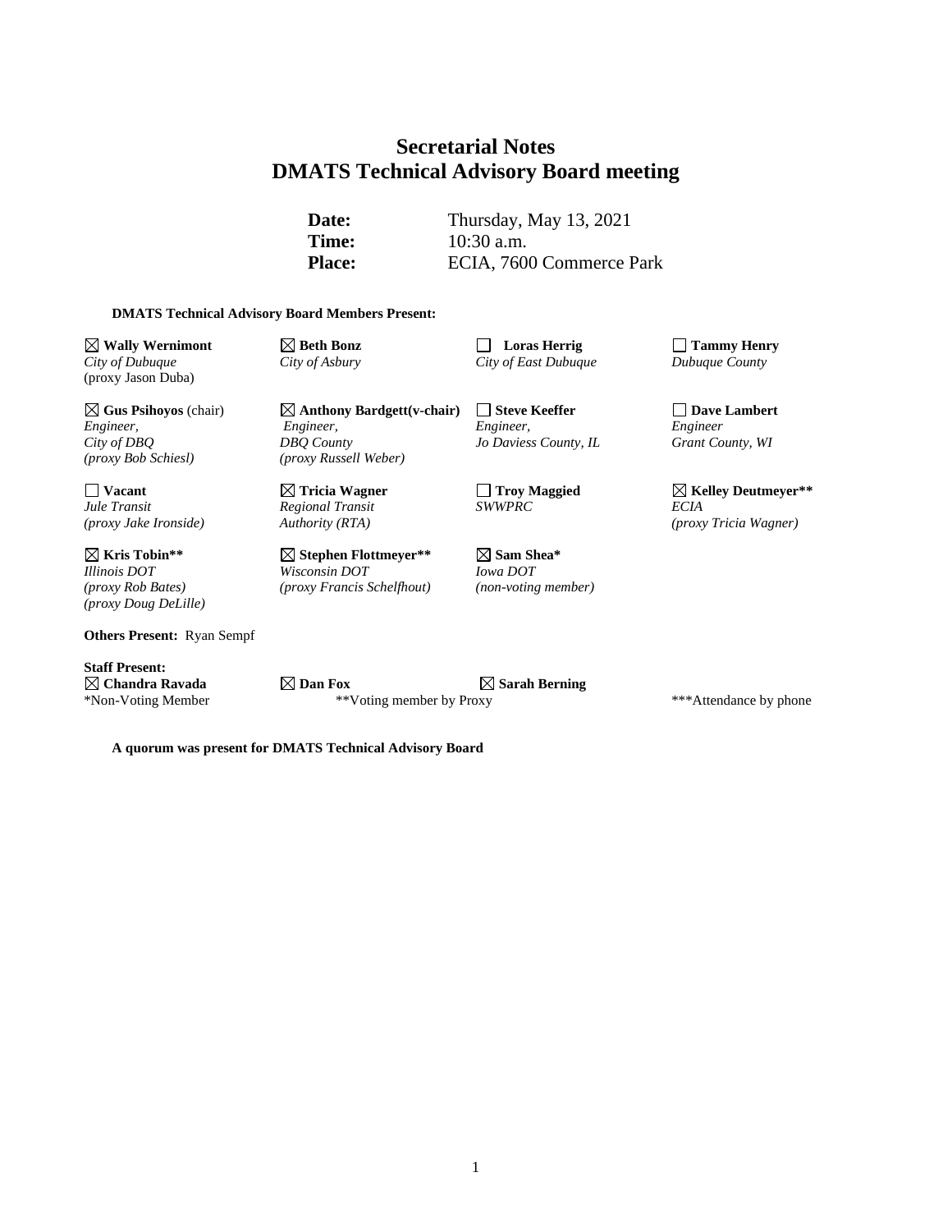# Secretarial Notes
# DMATS Technical Advisory Board meeting

| | |
|---|---|
| **Date:** | Thursday, May 13, 2021 |
| **Time:** | 10:30 a.m. |
| **Place:** | ECIA, 7600 Commerce Park |

**DMATS Technical Advisory Board Members Present:**

| | | | |
|---|---|---|---|
| ☒ **Wally Wernimont**<br>*City of Dubuque*<br>(proxy Jason Duba) | ☒ **Beth Bonz**<br>*City of Asbury* | ☐ **Loras Herrig**<br>*City of East Dubuque* | ☐ **Tammy Henry**<br>*Dubuque County* |
| ☒ **Gus Psihoyos** (chair)<br>*Engineer,*<br>*City of DBQ*<br>*(proxy Bob Schiesl)* | ☒ **Anthony Bardgett(v-chair)**<br>*Engineer,*<br>*DBQ County*<br>*(proxy Russell Weber)* | ☐ **Steve Keeffer**<br>*Engineer,*<br>*Jo Daviess County, IL* | ☐ **Dave Lambert**<br>*Engineer*<br>*Grant County, WI* |
| ☐ **Vacant**<br>*Jule Transit*<br>*(proxy Jake Ironside)* | ☒ **Tricia Wagner**<br>*Regional Transit*<br>*Authority (RTA)* | ☐ **Troy Maggied**<br>*SWWPRC* | ☒ **Kelley Deutmeyer****<br>*ECIA*<br>*(proxy Tricia Wagner)* |
| ☒ **Kris Tobin****<br>*Illinois DOT*<br>*(proxy Rob Bates)*<br>*(proxy Doug DeLille)* | ☒ **Stephen Flottmeyer****<br>*Wisconsin DOT*<br>*(proxy Francis Schelfhout)* | ☒ **Sam Shea***<br>*Iowa DOT*<br>*(non-voting member)* | |

**Others Present:** Ryan Sempf

**Staff Present:**

| | | | |
|---|---|---|---|
| ☒ **Chandra Ravada** | ☒ **Dan Fox** | ☒ **Sarah Berning** | |
| *Non-Voting Member | **Voting member by Proxy | | ***Attendance by phone |

**A quorum was present for DMATS Technical Advisory Board**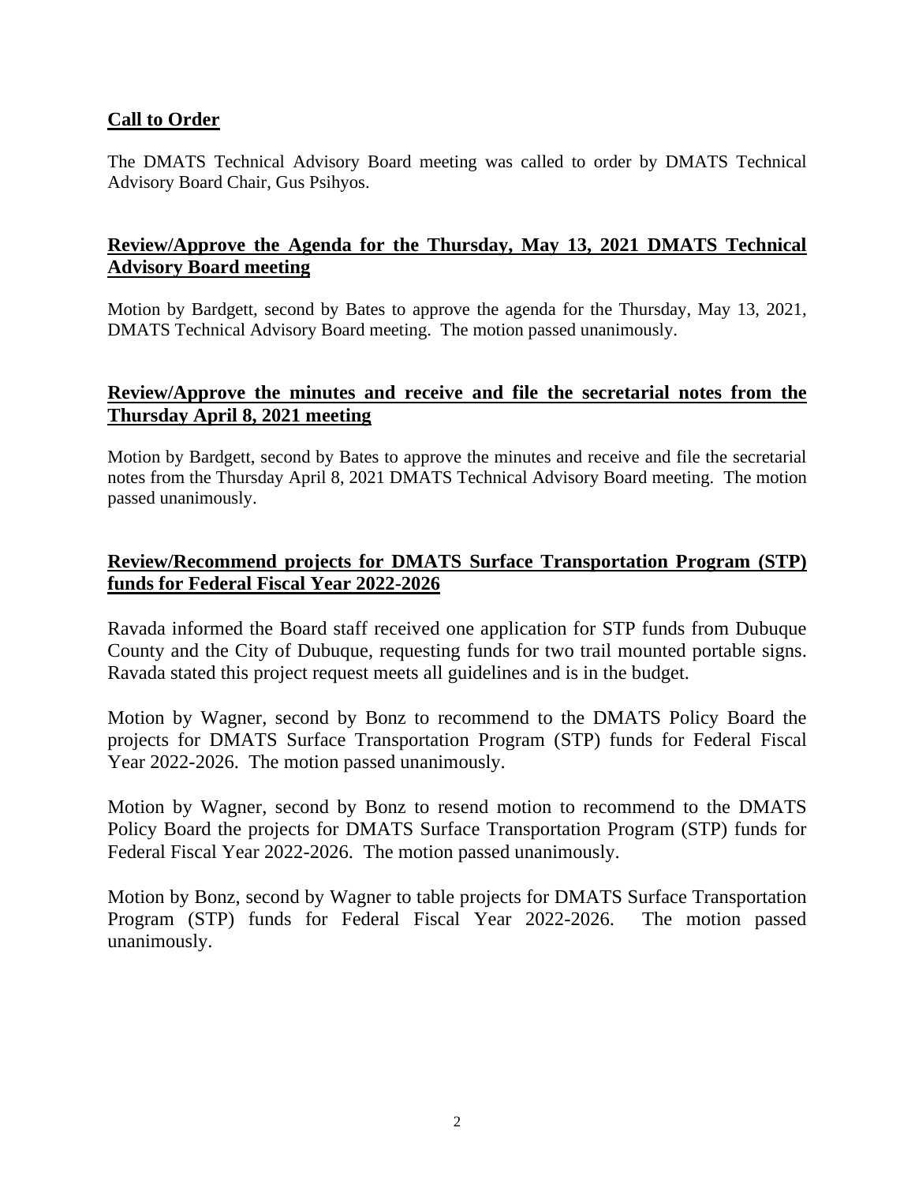## Call to Order

The DMATS Technical Advisory Board meeting was called to order by DMATS Technical Advisory Board Chair, Gus Psihyos.

## Review/Approve the Agenda for the Thursday, May 13, 2021 DMATS Technical Advisory Board meeting

Motion by Bardgett, second by Bates to approve the agenda for the Thursday, May 13, 2021, DMATS Technical Advisory Board meeting. The motion passed unanimously.

## Review/Approve the minutes and receive and file the secretarial notes from the Thursday April 8, 2021 meeting

Motion by Bardgett, second by Bates to approve the minutes and receive and file the secretarial notes from the Thursday April 8, 2021 DMATS Technical Advisory Board meeting. The motion passed unanimously.

## Review/Recommend projects for DMATS Surface Transportation Program (STP) funds for Federal Fiscal Year 2022-2026

Ravada informed the Board staff received one application for STP funds from Dubuque County and the City of Dubuque, requesting funds for two trail mounted portable signs. Ravada stated this project request meets all guidelines and is in the budget.

Motion by Wagner, second by Bonz to recommend to the DMATS Policy Board the projects for DMATS Surface Transportation Program (STP) funds for Federal Fiscal Year 2022-2026. The motion passed unanimously.

Motion by Wagner, second by Bonz to resend motion to recommend to the DMATS Policy Board the projects for DMATS Surface Transportation Program (STP) funds for Federal Fiscal Year 2022-2026. The motion passed unanimously.

Motion by Bonz, second by Wagner to table projects for DMATS Surface Transportation Program (STP) funds for Federal Fiscal Year 2022-2026. The motion passed unanimously.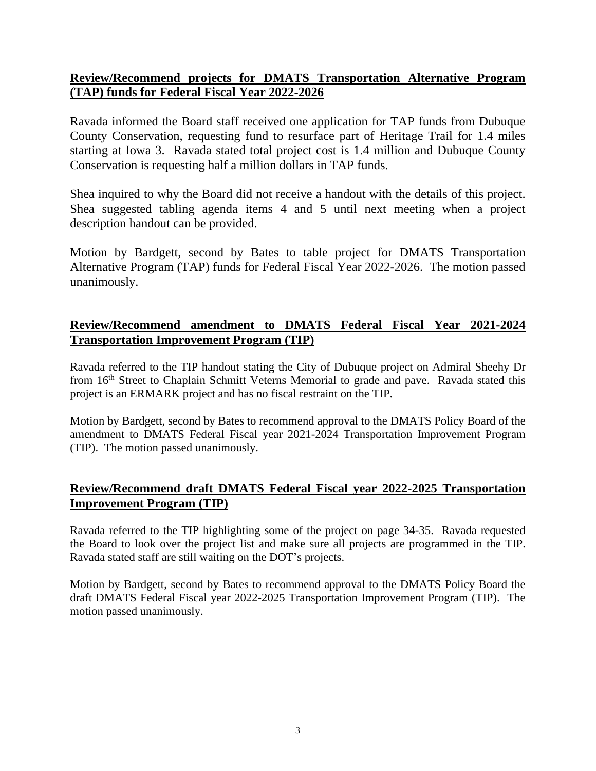**Review/Recommend projects for DMATS Transportation Alternative Program (TAP) funds for Federal Fiscal Year 2022-2026**

Ravada informed the Board staff received one application for TAP funds from Dubuque County Conservation, requesting fund to resurface part of Heritage Trail for 1.4 miles starting at Iowa 3. Ravada stated total project cost is 1.4 million and Dubuque County Conservation is requesting half a million dollars in TAP funds.

Shea inquired to why the Board did not receive a handout with the details of this project. Shea suggested tabling agenda items 4 and 5 until next meeting when a project description handout can be provided.

Motion by Bardgett, second by Bates to table project for DMATS Transportation Alternative Program (TAP) funds for Federal Fiscal Year 2022-2026. The motion passed unanimously.

**Review/Recommend amendment to DMATS Federal Fiscal Year 2021-2024 Transportation Improvement Program (TIP)**

Ravada referred to the TIP handout stating the City of Dubuque project on Admiral Sheehy Dr from 16th Street to Chaplain Schmitt Veterns Memorial to grade and pave. Ravada stated this project is an ERMARK project and has no fiscal restraint on the TIP.

Motion by Bardgett, second by Bates to recommend approval to the DMATS Policy Board of the amendment to DMATS Federal Fiscal year 2021-2024 Transportation Improvement Program (TIP). The motion passed unanimously.

**Review/Recommend draft DMATS Federal Fiscal year 2022-2025 Transportation Improvement Program (TIP)**

Ravada referred to the TIP highlighting some of the project on page 34-35. Ravada requested the Board to look over the project list and make sure all projects are programmed in the TIP. Ravada stated staff are still waiting on the DOT's projects.

Motion by Bardgett, second by Bates to recommend approval to the DMATS Policy Board the draft DMATS Federal Fiscal year 2022-2025 Transportation Improvement Program (TIP). The motion passed unanimously.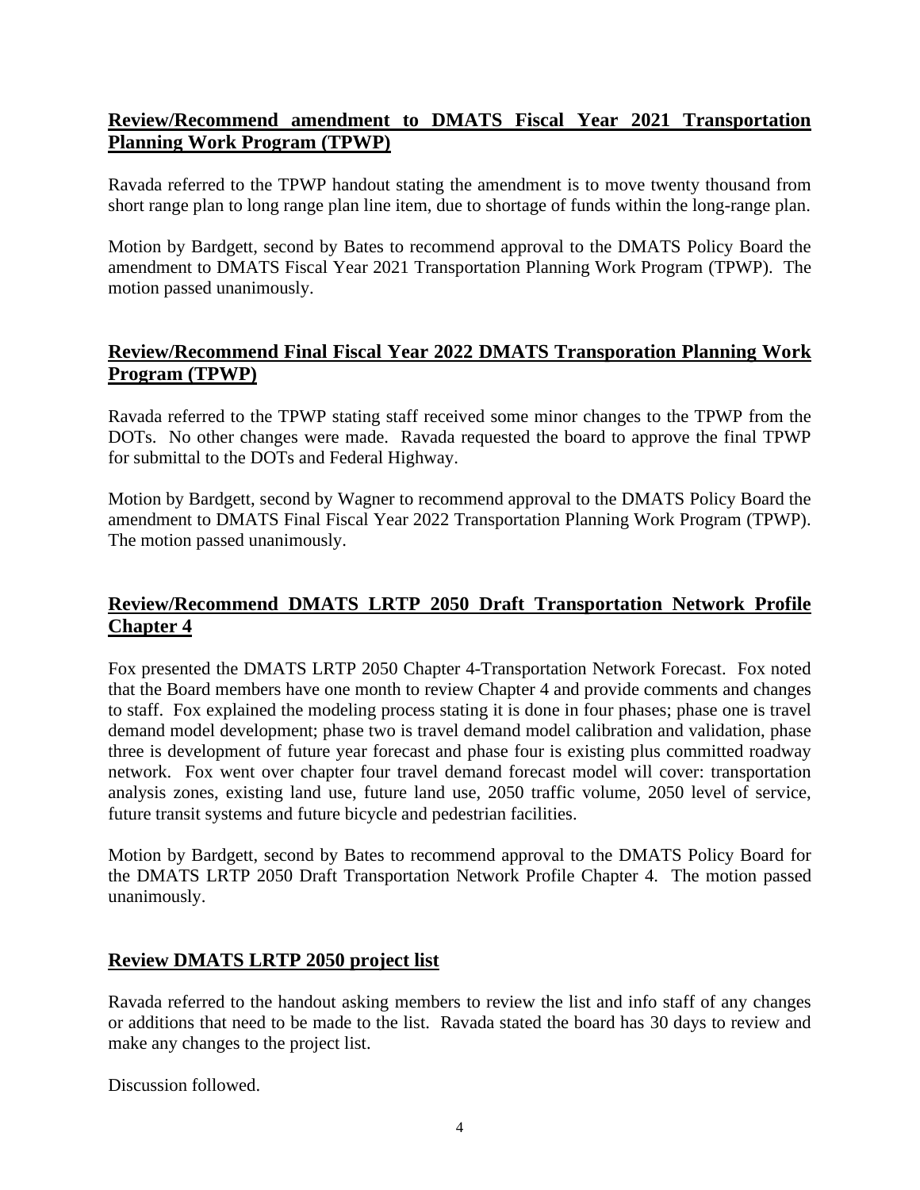## Review/Recommend amendment to DMATS Fiscal Year 2021 Transportation Planning Work Program (TPWP)

Ravada referred to the TPWP handout stating the amendment is to move twenty thousand from short range plan to long range plan line item, due to shortage of funds within the long-range plan.

Motion by Bardgett, second by Bates to recommend approval to the DMATS Policy Board the amendment to DMATS Fiscal Year 2021 Transportation Planning Work Program (TPWP). The motion passed unanimously.

## Review/Recommend Final Fiscal Year 2022 DMATS Transporation Planning Work Program (TPWP)

Ravada referred to the TPWP stating staff received some minor changes to the TPWP from the DOTs. No other changes were made. Ravada requested the board to approve the final TPWP for submittal to the DOTs and Federal Highway.

Motion by Bardgett, second by Wagner to recommend approval to the DMATS Policy Board the amendment to DMATS Final Fiscal Year 2022 Transportation Planning Work Program (TPWP). The motion passed unanimously.

## Review/Recommend DMATS LRTP 2050 Draft Transportation Network Profile Chapter 4

Fox presented the DMATS LRTP 2050 Chapter 4-Transportation Network Forecast. Fox noted that the Board members have one month to review Chapter 4 and provide comments and changes to staff. Fox explained the modeling process stating it is done in four phases; phase one is travel demand model development; phase two is travel demand model calibration and validation, phase three is development of future year forecast and phase four is existing plus committed roadway network. Fox went over chapter four travel demand forecast model will cover: transportation analysis zones, existing land use, future land use, 2050 traffic volume, 2050 level of service, future transit systems and future bicycle and pedestrian facilities.

Motion by Bardgett, second by Bates to recommend approval to the DMATS Policy Board for the DMATS LRTP 2050 Draft Transportation Network Profile Chapter 4. The motion passed unanimously.

## Review DMATS LRTP 2050 project list

Ravada referred to the handout asking members to review the list and info staff of any changes or additions that need to be made to the list. Ravada stated the board has 30 days to review and make any changes to the project list.

Discussion followed.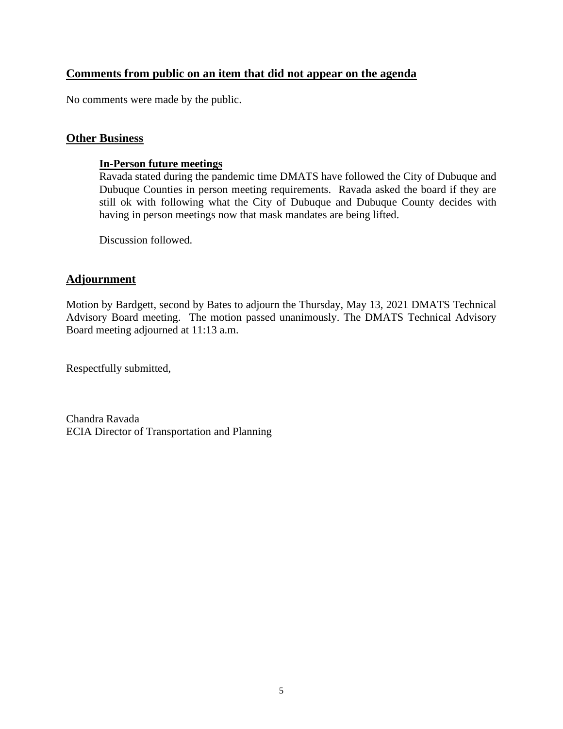## Comments from public on an item that did not appear on the agenda

No comments were made by the public.

## Other Business

### In-Person future meetings

Ravada stated during the pandemic time DMATS have followed the City of Dubuque and Dubuque Counties in person meeting requirements. Ravada asked the board if they are still ok with following what the City of Dubuque and Dubuque County decides with having in person meetings now that mask mandates are being lifted.

Discussion followed.

## Adjournment

Motion by Bardgett, second by Bates to adjourn the Thursday, May 13, 2021 DMATS Technical Advisory Board meeting. The motion passed unanimously. The DMATS Technical Advisory Board meeting adjourned at 11:13 a.m.

Respectfully submitted,

Chandra Ravada
ECIA Director of Transportation and Planning